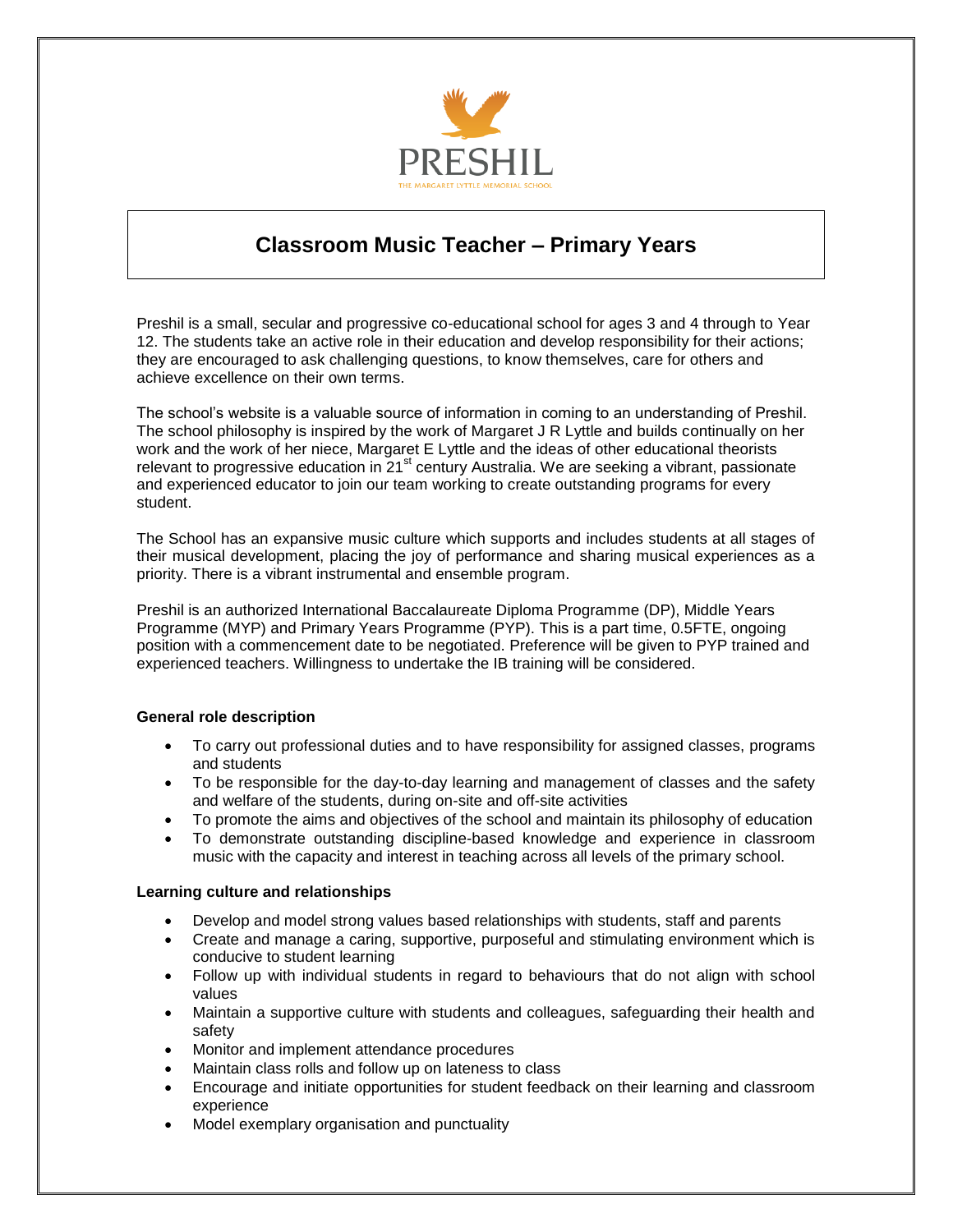PRESHIL

THE MARGARET LYTTLE MEMORIAL SCHOOL

# Classroom Music Teacher – Primary Years

Preshil is a small, secular and progressive co-educational school for ages 3 and 4 through to Year 12. The students take an active role in their education and develop responsibility for their actions; they are encouraged to ask challenging questions, to know themselves, care for others and achieve excellence on their own terms.

The school's website is a valuable source of information in coming to an understanding of Preshil. The school philosophy is inspired by the work of Margaret J R Lyttle and builds continually on her work and the work of her niece, Margaret E Lyttle and the ideas of other educational theorists relevant to progressive education in 21st century Australia. We are seeking a vibrant, passionate and experienced educator to join our team working to create outstanding programs for every student.

The School has an expansive music culture which supports and includes students at all stages of their musical development, placing the joy of performance and sharing musical experiences as a priority. There is a vibrant instrumental and ensemble program.

Preshil is an authorized International Baccalaureate Diploma Programme (DP), Middle Years Programme (MYP) and Primary Years Programme (PYP). This is a part time, 0.5FTE, ongoing position with a commencement date to be negotiated. Preference will be given to PYP trained and experienced teachers. Willingness to undertake the IB training will be considered.

**General role description**

- To carry out professional duties and to have responsibility for assigned classes, programs and students
- To be responsible for the day-to-day learning and management of classes and the safety and welfare of the students, during on-site and off-site activities
- To promote the aims and objectives of the school and maintain its philosophy of education
- To demonstrate outstanding discipline-based knowledge and experience in classroom music with the capacity and interest in teaching across all levels of the primary school.

**Learning culture and relationships**

- Develop and model strong values based relationships with students, staff and parents
- Create and manage a caring, supportive, purposeful and stimulating environment which is conducive to student learning
- Follow up with individual students in regard to behaviours that do not align with school values
- Maintain a supportive culture with students and colleagues, safeguarding their health and safety
- Monitor and implement attendance procedures
- Maintain class rolls and follow up on lateness to class
- Encourage and initiate opportunities for student feedback on their learning and classroom experience
- Model exemplary organisation and punctuality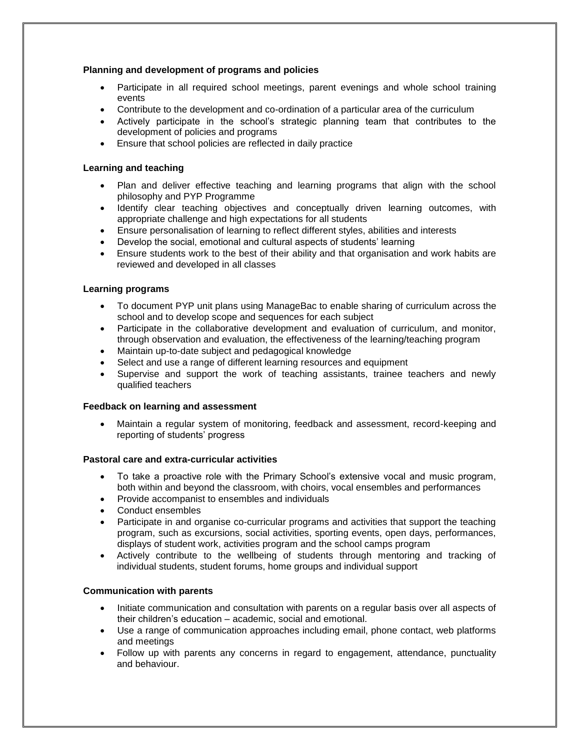**Planning and development of programs and policies**

- Participate in all required school meetings, parent evenings and whole school training events
- Contribute to the development and co-ordination of a particular area of the curriculum
- Actively participate in the school's strategic planning team that contributes to the development of policies and programs
- Ensure that school policies are reflected in daily practice

**Learning and teaching**

- Plan and deliver effective teaching and learning programs that align with the school philosophy and PYP Programme
- Identify clear teaching objectives and conceptually driven learning outcomes, with appropriate challenge and high expectations for all students
- Ensure personalisation of learning to reflect different styles, abilities and interests
- Develop the social, emotional and cultural aspects of students' learning
- Ensure students work to the best of their ability and that organisation and work habits are reviewed and developed in all classes

**Learning programs**

- To document PYP unit plans using ManageBac to enable sharing of curriculum across the school and to develop scope and sequences for each subject
- Participate in the collaborative development and evaluation of curriculum, and monitor, through observation and evaluation, the effectiveness of the learning/teaching program
- Maintain up-to-date subject and pedagogical knowledge
- Select and use a range of different learning resources and equipment
- Supervise and support the work of teaching assistants, trainee teachers and newly qualified teachers

**Feedback on learning and assessment**

- Maintain a regular system of monitoring, feedback and assessment, record-keeping and reporting of students' progress

**Pastoral care and extra-curricular activities**

- To take a proactive role with the Primary School's extensive vocal and music program, both within and beyond the classroom, with choirs, vocal ensembles and performances
- Provide accompanist to ensembles and individuals
- Conduct ensembles
- Participate in and organise co-curricular programs and activities that support the teaching program, such as excursions, social activities, sporting events, open days, performances, displays of student work, activities program and the school camps program
- Actively contribute to the wellbeing of students through mentoring and tracking of individual students, student forums, home groups and individual support

**Communication with parents**

- Initiate communication and consultation with parents on a regular basis over all aspects of their children's education – academic, social and emotional.
- Use a range of communication approaches including email, phone contact, web platforms and meetings
- Follow up with parents any concerns in regard to engagement, attendance, punctuality and behaviour.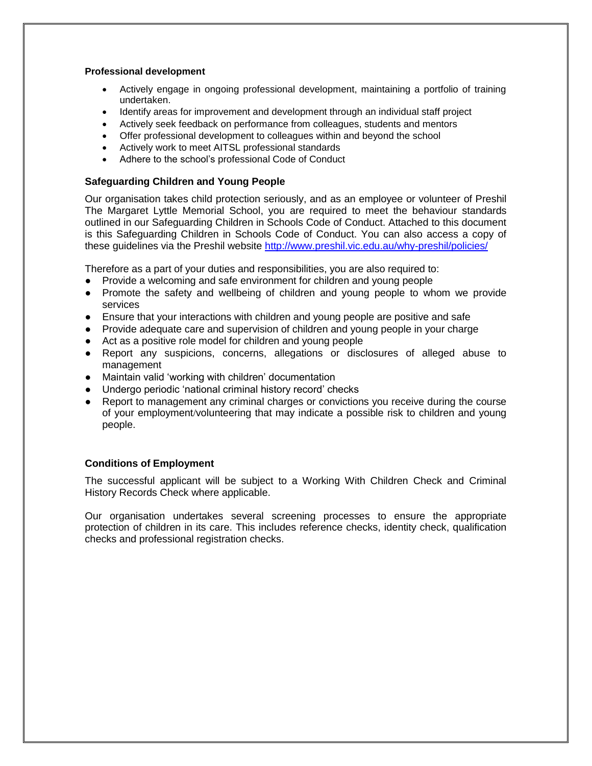**Professional development**

- Actively engage in ongoing professional development, maintaining a portfolio of training undertaken.
- Identify areas for improvement and development through an individual staff project
- Actively seek feedback on performance from colleagues, students and mentors
- Offer professional development to colleagues within and beyond the school
- Actively work to meet AITSL professional standards
- Adhere to the school's professional Code of Conduct

**Safeguarding Children and Young People**

Our organisation takes child protection seriously, and as an employee or volunteer of Preshil The Margaret Lyttle Memorial School, you are required to meet the behaviour standards outlined in our Safeguarding Children in Schools Code of Conduct. Attached to this document is this Safeguarding Children in Schools Code of Conduct. You can also access a copy of these guidelines via the Preshil website [http://www.preshil.vic.edu.au/why-preshil/policies/](http://www.preshil.vic.edu.au/why-preshil/policies/)

Therefore as a part of your duties and responsibilities, you are also required to:

- Provide a welcoming and safe environment for children and young people
- Promote the safety and wellbeing of children and young people to whom we provide services
- Ensure that your interactions with children and young people are positive and safe
- Provide adequate care and supervision of children and young people in your charge
- Act as a positive role model for children and young people
- Report any suspicions, concerns, allegations or disclosures of alleged abuse to management
- Maintain valid 'working with children' documentation
- Undergo periodic 'national criminal history record' checks
- Report to management any criminal charges or convictions you receive during the course of your employment/volunteering that may indicate a possible risk to children and young people.

**Conditions of Employment**

The successful applicant will be subject to a Working With Children Check and Criminal History Records Check where applicable.

Our organisation undertakes several screening processes to ensure the appropriate protection of children in its care. This includes reference checks, identity check, qualification checks and professional registration checks.